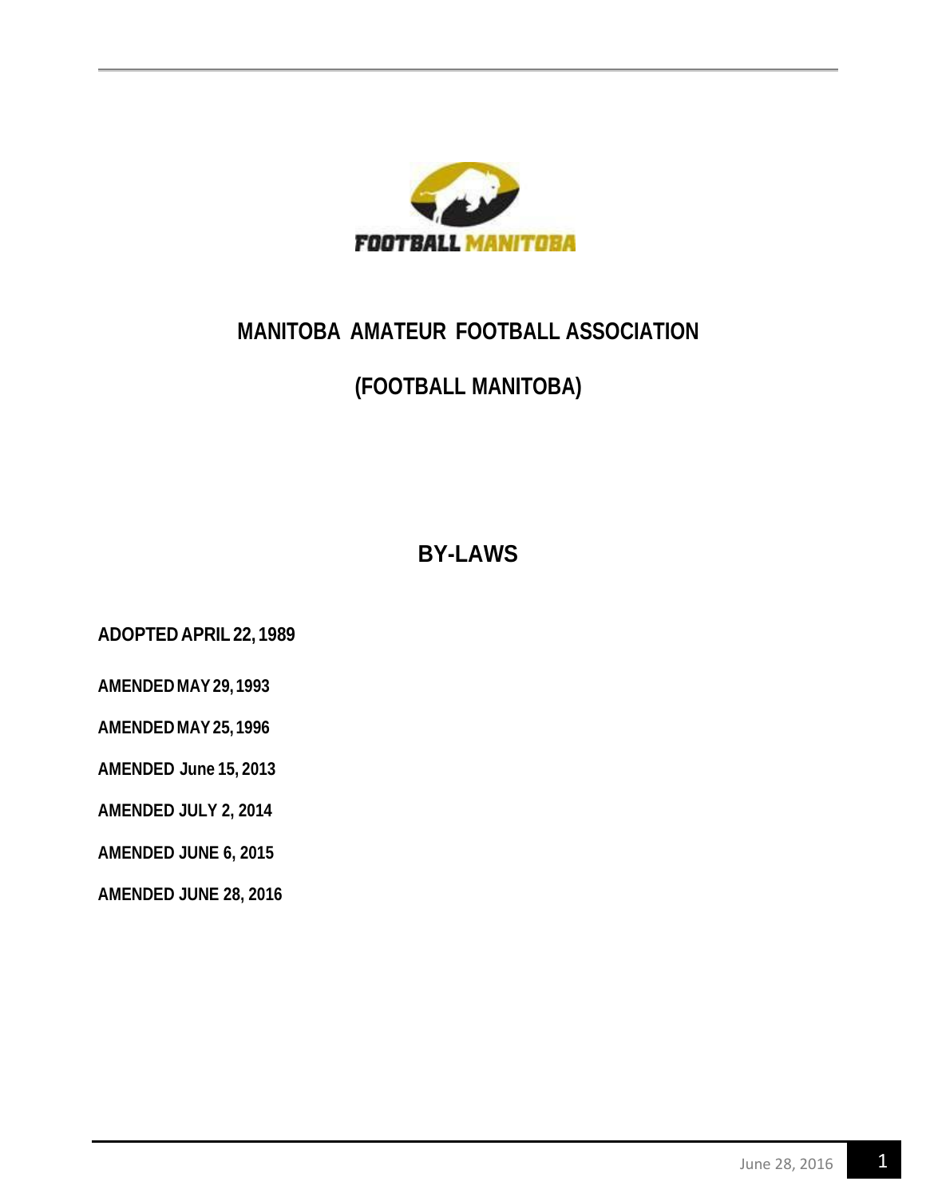# MANITOBA AMATEUR FOOTBALL ASSOCIATION

# (FOOTBALL MANITOBA)

## BY-LAWS

**ADOPTED APRIL 22, 1989**

**AMENDED MAY 29, 1993**

**AMENDED MAY 25, 1996**

**AMENDED June 15, 2013**

**AMENDED JULY 2, 2014**

**AMENDED JUNE 6, 2015**

**AMENDED JUNE 28, 2016**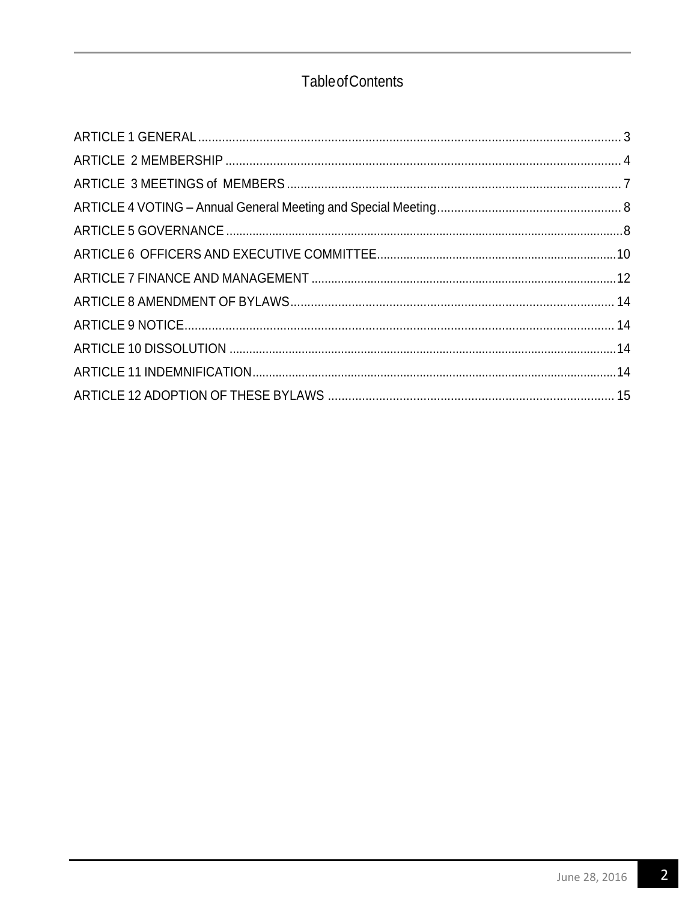# Table of Contents

ARTICLE 1 GENERAL ........................................................................................................................ 3

ARTICLE 2 MEMBERSHIP ................................................................................................................ 4

ARTICLE 3 MEETINGS of MEMBERS ............................................................................................... 7

ARTICLE 4 VOTING – Annual General Meeting and Special Meeting ................................................ 8

ARTICLE 5 GOVERNANCE ................................................................................................................ 8

ARTICLE 6 OFFICERS AND EXECUTIVE COMMITTEE .................................................................. 10

ARTICLE 7 FINANCE AND MANAGEMENT ..................................................................................... 12

ARTICLE 8 AMENDMENT OF BYLAWS ........................................................................................... 14

ARTICLE 9 NOTICE .......................................................................................................................... 14

ARTICLE 10 DISSOLUTION ............................................................................................................. 14

ARTICLE 11 INDEMNIFICATION ...................................................................................................... 14

ARTICLE 12 ADOPTION OF THESE BYLAWS ................................................................................. 15

June 28, 2016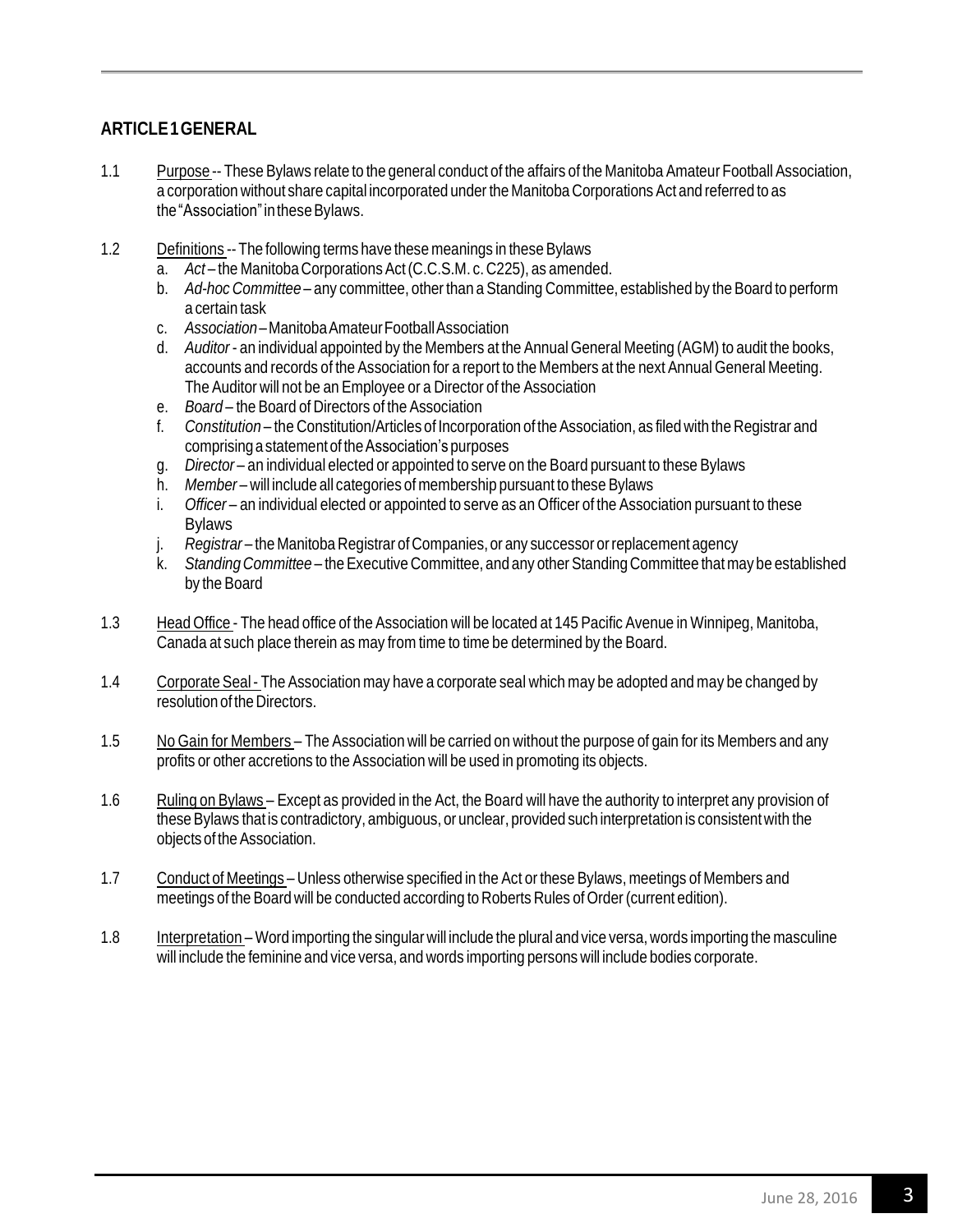## ARTICLE 1 GENERAL

1.1 Purpose -- These Bylaws relate to the general conduct of the affairs of the Manitoba Amateur Football Association, a corporation without share capital incorporated under the Manitoba Corporations Act and referred to as the "Association" in these Bylaws.

1.2 Definitions -- The following terms have these meanings in these Bylaws

a. *Act* – the Manitoba Corporations Act (C.C.S.M. c. C225), as amended.
b. *Ad-hoc Committee* – any committee, other than a Standing Committee, established by the Board to perform a certain task
c. *Association* – Manitoba Amateur Football Association
d. *Auditor* - an individual appointed by the Members at the Annual General Meeting (AGM) to audit the books, accounts and records of the Association for a report to the Members at the next Annual General Meeting. The Auditor will not be an Employee or a Director of the Association
e. *Board* – the Board of Directors of the Association
f. *Constitution* – the Constitution/Articles of Incorporation of the Association, as filed with the Registrar and comprising a statement of the Association's purposes
g. *Director* – an individual elected or appointed to serve on the Board pursuant to these Bylaws
h. *Member* – will include all categories of membership pursuant to these Bylaws
i. *Officer* – an individual elected or appointed to serve as an Officer of the Association pursuant to these Bylaws
j. *Registrar* – the Manitoba Registrar of Companies, or any successor or replacement agency
k. *Standing Committee* – the Executive Committee, and any other Standing Committee that may be established by the Board

1.3 Head Office - The head office of the Association will be located at 145 Pacific Avenue in Winnipeg, Manitoba, Canada at such place therein as may from time to time be determined by the Board.

1.4 Corporate Seal - The Association may have a corporate seal which may be adopted and may be changed by resolution of the Directors.

1.5 No Gain for Members – The Association will be carried on without the purpose of gain for its Members and any profits or other accretions to the Association will be used in promoting its objects.

1.6 Ruling on Bylaws – Except as provided in the Act, the Board will have the authority to interpret any provision of these Bylaws that is contradictory, ambiguous, or unclear, provided such interpretation is consistent with the objects of the Association.

1.7 Conduct of Meetings – Unless otherwise specified in the Act or these Bylaws, meetings of Members and meetings of the Board will be conducted according to Roberts Rules of Order (current edition).

1.8 Interpretation – Word importing the singular will include the plural and vice versa, words importing the masculine will include the feminine and vice versa, and words importing persons will include bodies corporate.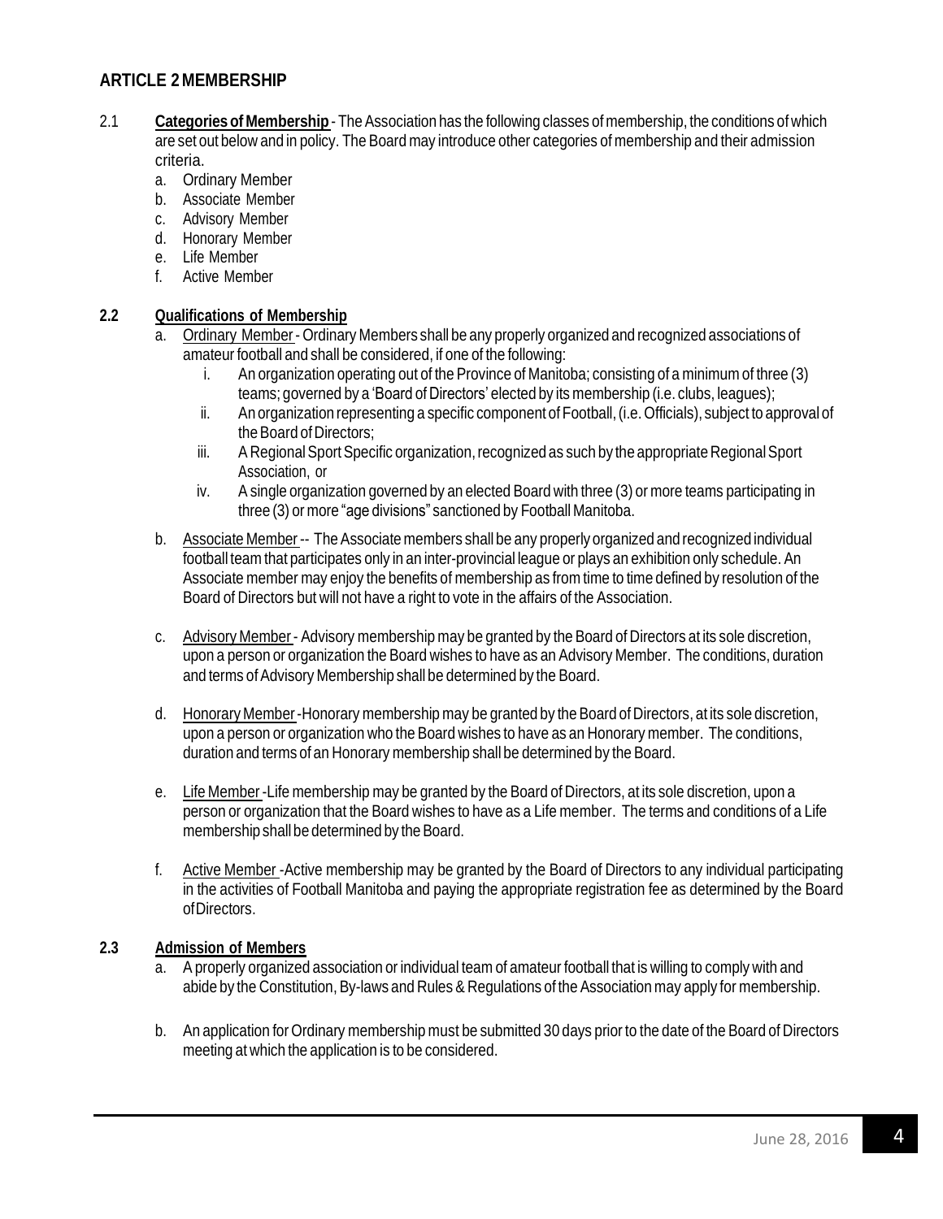## ARTICLE 2 MEMBERSHIP

2.1 **Categories of Membership** - The Association has the following classes of membership, the conditions of which are set out below and in policy. The Board may introduce other categories of membership and their admission criteria.

a. Ordinary Member
b. Associate Member
c. Advisory Member
d. Honorary Member
e. Life Member
f. Active Member

**2.2 Qualifications of Membership**

a. Ordinary Member - Ordinary Members shall be any properly organized and recognized associations of amateur football and shall be considered, if one of the following:

   i. An organization operating out of the Province of Manitoba; consisting of a minimum of three (3) teams; governed by a 'Board of Directors' elected by its membership (i.e. clubs, leagues);
   ii. An organization representing a specific component of Football, (i.e. Officials), subject to approval of the Board of Directors;
   iii. A Regional Sport Specific organization, recognized as such by the appropriate Regional Sport Association, or
   iv. A single organization governed by an elected Board with three (3) or more teams participating in three (3) or more "age divisions" sanctioned by Football Manitoba.

b. Associate Member -- The Associate members shall be any properly organized and recognized individual football team that participates only in an inter-provincial league or plays an exhibition only schedule. An Associate member may enjoy the benefits of membership as from time to time defined by resolution of the Board of Directors but will not have a right to vote in the affairs of the Association.

c. Advisory Member - Advisory membership may be granted by the Board of Directors at its sole discretion, upon a person or organization the Board wishes to have as an Advisory Member. The conditions, duration and terms of Advisory Membership shall be determined by the Board.

d. Honorary Member -Honorary membership may be granted by the Board of Directors, at its sole discretion, upon a person or organization who the Board wishes to have as an Honorary member. The conditions, duration and terms of an Honorary membership shall be determined by the Board.

e. Life Member -Life membership may be granted by the Board of Directors, at its sole discretion, upon a person or organization that the Board wishes to have as a Life member. The terms and conditions of a Life membership shall be determined by the Board.

f. Active Member -Active membership may be granted by the Board of Directors to any individual participating in the activities of Football Manitoba and paying the appropriate registration fee as determined by the Board of Directors.

**2.3 Admission of Members**

a. A properly organized association or individual team of amateur football that is willing to comply with and abide by the Constitution, By-laws and Rules & Regulations of the Association may apply for membership.

b. An application for Ordinary membership must be submitted 30 days prior to the date of the Board of Directors meeting at which the application is to be considered.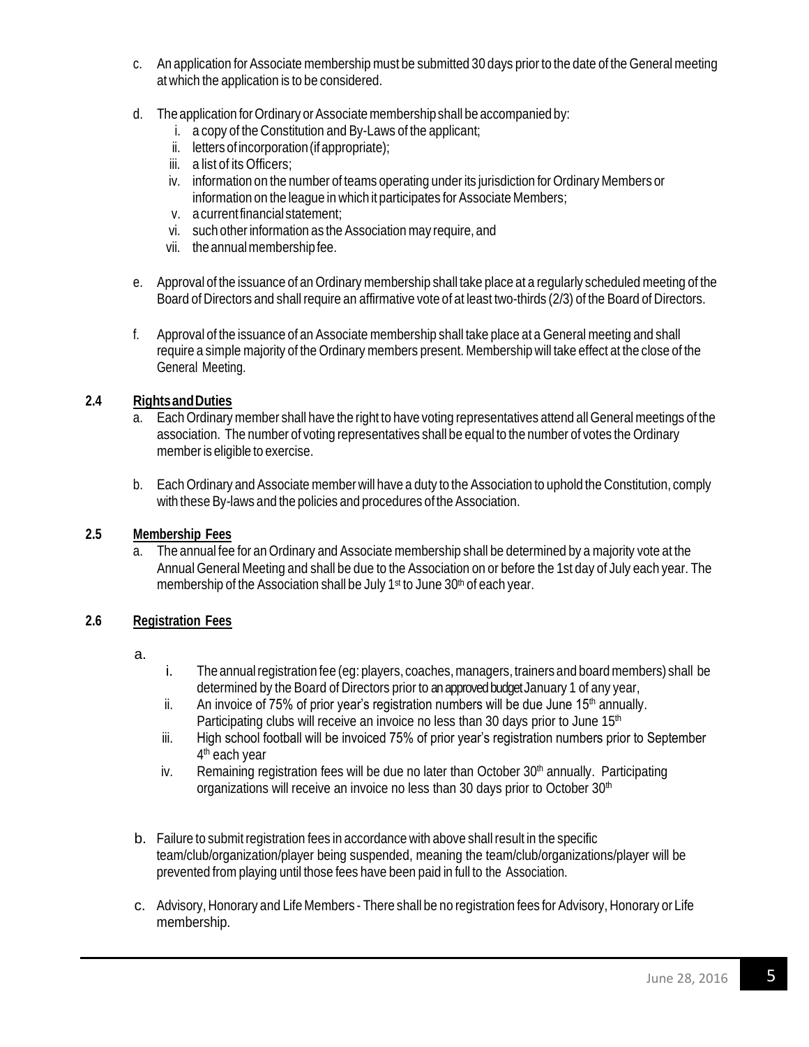c. An application for Associate membership must be submitted 30 days prior to the date of the General meeting at which the application is to be considered.

d. The application for Ordinary or Associate membership shall be accompanied by:
   i. a copy of the Constitution and By-Laws of the applicant;
   ii. letters of incorporation (if appropriate);
   iii. a list of its Officers;
   iv. information on the number of teams operating under its jurisdiction for Ordinary Members or information on the league in which it participates for Associate Members;
   v. a current financial statement;
   vi. such other information as the Association may require, and
   vii. the annual membership fee.

e. Approval of the issuance of an Ordinary membership shall take place at a regularly scheduled meeting of the Board of Directors and shall require an affirmative vote of at least two-thirds (2/3) of the Board of Directors.

f. Approval of the issuance of an Associate membership shall take place at a General meeting and shall require a simple majority of the Ordinary members present. Membership will take effect at the close of the General Meeting.

**2.4 Rights and Duties**

a. Each Ordinary member shall have the right to have voting representatives attend all General meetings of the association. The number of voting representatives shall be equal to the number of votes the Ordinary member is eligible to exercise.

b. Each Ordinary and Associate member will have a duty to the Association to uphold the Constitution, comply with these By-laws and the policies and procedures of the Association.

**2.5 Membership Fees**

a. The annual fee for an Ordinary and Associate membership shall be determined by a majority vote at the Annual General Meeting and shall be due to the Association on or before the 1st day of July each year. The membership of the Association shall be July 1st to June 30th of each year.

**2.6 Registration Fees**

a.
   i. The annual registration fee (eg: players, coaches, managers, trainers and board members) shall be determined by the Board of Directors prior to an approved budget January 1 of any year,
   ii. An invoice of 75% of prior year's registration numbers will be due June 15th annually. Participating clubs will receive an invoice no less than 30 days prior to June 15th
   iii. High school football will be invoiced 75% of prior year's registration numbers prior to September 4th each year
   iv. Remaining registration fees will be due no later than October 30th annually. Participating organizations will receive an invoice no less than 30 days prior to October 30th

b. Failure to submit registration fees in accordance with above shall result in the specific team/club/organization/player being suspended, meaning the team/club/organizations/player will be prevented from playing until those fees have been paid in full to the Association.

c. Advisory, Honorary and Life Members - There shall be no registration fees for Advisory, Honorary or Life membership.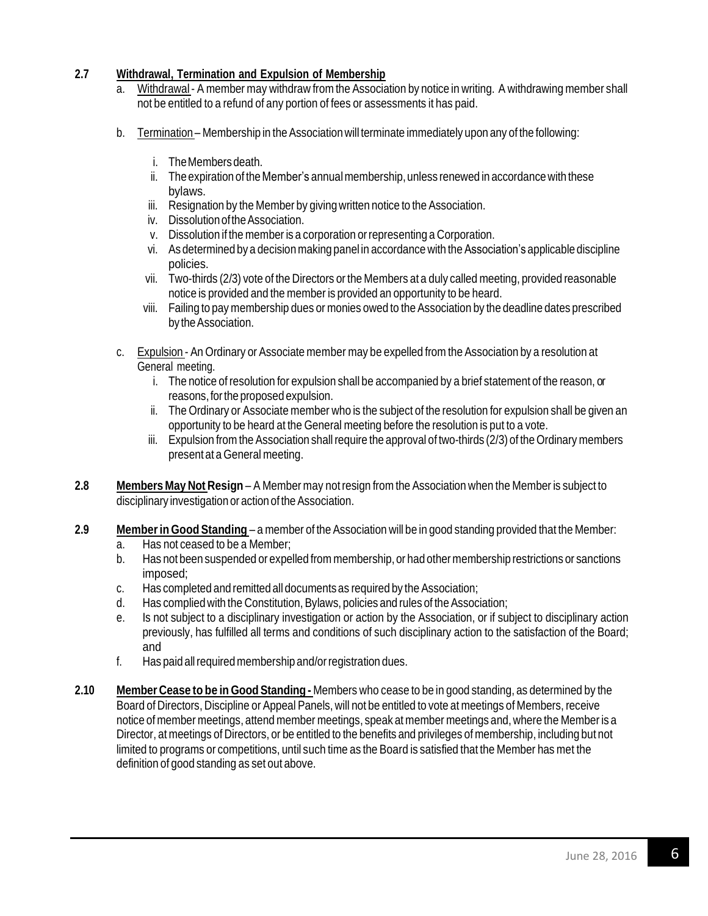**2.7 Withdrawal, Termination and Expulsion of Membership**

a. Withdrawal - A member may withdraw from the Association by notice in writing. A withdrawing member shall not be entitled to a refund of any portion of fees or assessments it has paid.

b. Termination – Membership in the Association will terminate immediately upon any of the following:

   i. The Members death.
   ii. The expiration of the Member's annual membership, unless renewed in accordance with these bylaws.
   iii. Resignation by the Member by giving written notice to the Association.
   iv. Dissolution of the Association.
   v. Dissolution if the member is a corporation or representing a Corporation.
   vi. As determined by a decision making panel in accordance with the Association's applicable discipline policies.
   vii. Two-thirds (2/3) vote of the Directors or the Members at a duly called meeting, provided reasonable notice is provided and the member is provided an opportunity to be heard.
   viii. Failing to pay membership dues or monies owed to the Association by the deadline dates prescribed by the Association.

c. Expulsion - An Ordinary or Associate member may be expelled from the Association by a resolution at General meeting.

   i. The notice of resolution for expulsion shall be accompanied by a brief statement of the reason, or reasons, for the proposed expulsion.
   ii. The Ordinary or Associate member who is the subject of the resolution for expulsion shall be given an opportunity to be heard at the General meeting before the resolution is put to a vote.
   iii. Expulsion from the Association shall require the approval of two-thirds (2/3) of the Ordinary members present at a General meeting.

**2.8 Members May Not Resign** – A Member may not resign from the Association when the Member is subject to disciplinary investigation or action of the Association.

**2.9 Member in Good Standing** – a member of the Association will be in good standing provided that the Member:

a. Has not ceased to be a Member;
b. Has not been suspended or expelled from membership, or had other membership restrictions or sanctions imposed;
c. Has completed and remitted all documents as required by the Association;
d. Has complied with the Constitution, Bylaws, policies and rules of the Association;
e. Is not subject to a disciplinary investigation or action by the Association, or if subject to disciplinary action previously, has fulfilled all terms and conditions of such disciplinary action to the satisfaction of the Board; and
f. Has paid all required membership and/or registration dues.

**2.10 Member Cease to be in Good Standing -** Members who cease to be in good standing, as determined by the Board of Directors, Discipline or Appeal Panels, will not be entitled to vote at meetings of Members, receive notice of member meetings, attend member meetings, speak at member meetings and, where the Member is a Director, at meetings of Directors, or be entitled to the benefits and privileges of membership, including but not limited to programs or competitions, until such time as the Board is satisfied that the Member has met the definition of good standing as set out above.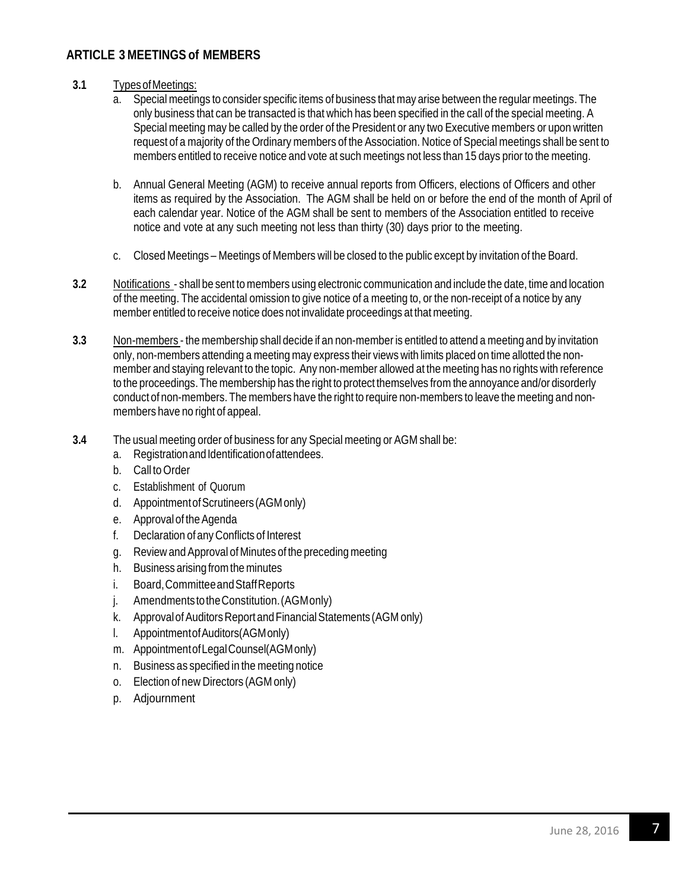## ARTICLE 3 MEETINGS of MEMBERS

**3.1** Types of Meetings:

a. Special meetings to consider specific items of business that may arise between the regular meetings. The only business that can be transacted is that which has been specified in the call of the special meeting. A Special meeting may be called by the order of the President or any two Executive members or upon written request of a majority of the Ordinary members of the Association. Notice of Special meetings shall be sent to members entitled to receive notice and vote at such meetings not less than 15 days prior to the meeting.

b. Annual General Meeting (AGM) to receive annual reports from Officers, elections of Officers and other items as required by the Association. The AGM shall be held on or before the end of the month of April of each calendar year. Notice of the AGM shall be sent to members of the Association entitled to receive notice and vote at any such meeting not less than thirty (30) days prior to the meeting.

c. Closed Meetings – Meetings of Members will be closed to the public except by invitation of the Board.

**3.2** Notifications - shall be sent to members using electronic communication and include the date, time and location of the meeting. The accidental omission to give notice of a meeting to, or the non-receipt of a notice by any member entitled to receive notice does not invalidate proceedings at that meeting.

**3.3** Non-members - the membership shall decide if an non-member is entitled to attend a meeting and by invitation only, non-members attending a meeting may express their views with limits placed on time allotted the non-member and staying relevant to the topic. Any non-member allowed at the meeting has no rights with reference to the proceedings. The membership has the right to protect themselves from the annoyance and/or disorderly conduct of non-members. The members have the right to require non-members to leave the meeting and non-members have no right of appeal.

**3.4** The usual meeting order of business for any Special meeting or AGM shall be:

a. Registration and Identification of attendees.
b. Call to Order
c. Establishment of Quorum
d. Appointment of Scrutineers (AGM only)
e. Approval of the Agenda
f. Declaration of any Conflicts of Interest
g. Review and Approval of Minutes of the preceding meeting
h. Business arising from the minutes
i. Board, Committee and Staff Reports
j. Amendments to the Constitution. (AGM only)
k. Approval of Auditors Report and Financial Statements (AGM only)
l. Appointment of Auditors (AGM only)
m. Appointment of Legal Counsel (AGM only)
n. Business as specified in the meeting notice
o. Election of new Directors (AGM only)
p. Adjournment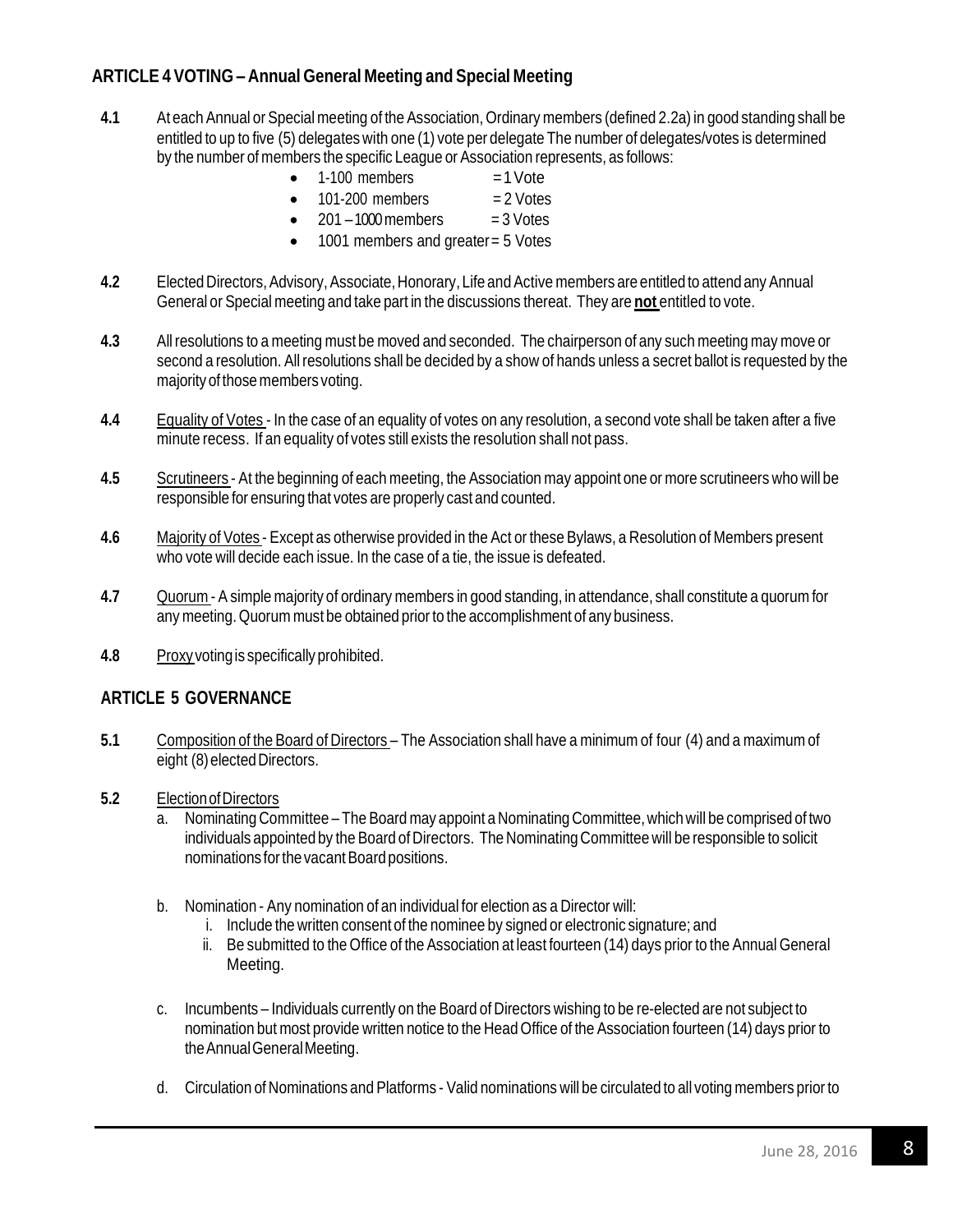## ARTICLE 4 VOTING – Annual General Meeting and Special Meeting

**4.1** At each Annual or Special meeting of the Association, Ordinary members (defined 2.2a) in good standing shall be entitled to up to five (5) delegates with one (1) vote per delegate The number of delegates/votes is determined by the number of members the specific League or Association represents, as follows:

- 1-100 members = 1 Vote
- 101-200 members = 2 Votes
- 201 – 1000 members = 3 Votes
- 1001 members and greater = 5 Votes

**4.2** Elected Directors, Advisory, Associate, Honorary, Life and Active members are entitled to attend any Annual General or Special meeting and take part in the discussions thereat. They are **not** entitled to vote.

**4.3** All resolutions to a meeting must be moved and seconded. The chairperson of any such meeting may move or second a resolution. All resolutions shall be decided by a show of hands unless a secret ballot is requested by the majority of those members voting.

**4.4** Equality of Votes - In the case of an equality of votes on any resolution, a second vote shall be taken after a five minute recess. If an equality of votes still exists the resolution shall not pass.

**4.5** Scrutineers - At the beginning of each meeting, the Association may appoint one or more scrutineers who will be responsible for ensuring that votes are properly cast and counted.

**4.6** Majority of Votes - Except as otherwise provided in the Act or these Bylaws, a Resolution of Members present who vote will decide each issue. In the case of a tie, the issue is defeated.

**4.7** Quorum - A simple majority of ordinary members in good standing, in attendance, shall constitute a quorum for any meeting. Quorum must be obtained prior to the accomplishment of any business.

**4.8** Proxy voting is specifically prohibited.

## ARTICLE 5 GOVERNANCE

**5.1** Composition of the Board of Directors – The Association shall have a minimum of four (4) and a maximum of eight (8) elected Directors.

**5.2** Election of Directors

a. Nominating Committee – The Board may appoint a Nominating Committee, which will be comprised of two individuals appointed by the Board of Directors. The Nominating Committee will be responsible to solicit nominations for the vacant Board positions.

b. Nomination - Any nomination of an individual for election as a Director will:

   i. Include the written consent of the nominee by signed or electronic signature; and

   ii. Be submitted to the Office of the Association at least fourteen (14) days prior to the Annual General Meeting.

c. Incumbents – Individuals currently on the Board of Directors wishing to be re-elected are not subject to nomination but most provide written notice to the Head Office of the Association fourteen (14) days prior to the Annual General Meeting.

d. Circulation of Nominations and Platforms - Valid nominations will be circulated to all voting members prior to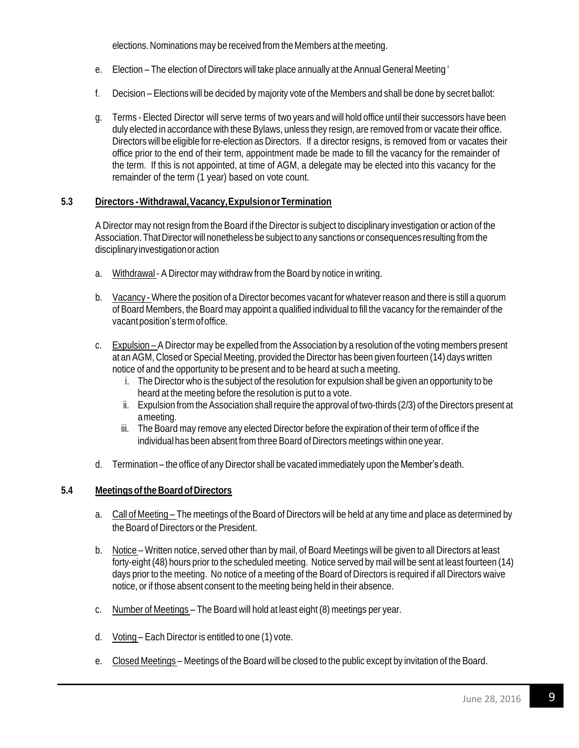elections. Nominations may be received from the Members at the meeting.

e. Election – The election of Directors will take place annually at the Annual General Meeting '

f. Decision – Elections will be decided by majority vote of the Members and shall be done by secret ballot:

g. Terms - Elected Director will serve terms of two years and will hold office until their successors have been duly elected in accordance with these Bylaws, unless they resign, are removed from or vacate their office. Directors will be eligible for re-election as Directors. If a director resigns, is removed from or vacates their office prior to the end of their term, appointment made be made to fill the vacancy for the remainder of the term. If this is not appointed, at time of AGM, a delegate may be elected into this vacancy for the remainder of the term (1 year) based on vote count.

### 5.3 Directors - Withdrawal, Vacancy, Expulsion or Termination

A Director may not resign from the Board if the Director is subject to disciplinary investigation or action of the Association. That Director will nonetheless be subject to any sanctions or consequences resulting from the disciplinary investigation or action

a. Withdrawal - A Director may withdraw from the Board by notice in writing.

b. Vacancy - Where the position of a Director becomes vacant for whatever reason and there is still a quorum of Board Members, the Board may appoint a qualified individual to fill the vacancy for the remainder of the vacant position's term of office.

c. Expulsion – A Director may be expelled from the Association by a resolution of the voting members present at an AGM, Closed or Special Meeting, provided the Director has been given fourteen (14) days written notice of and the opportunity to be present and to be heard at such a meeting.
   i. The Director who is the subject of the resolution for expulsion shall be given an opportunity to be heard at the meeting before the resolution is put to a vote.
   ii. Expulsion from the Association shall require the approval of two-thirds (2/3) of the Directors present at a meeting.
   iii. The Board may remove any elected Director before the expiration of their term of office if the individual has been absent from three Board of Directors meetings within one year.

d. Termination – the office of any Director shall be vacated immediately upon the Member's death.

### 5.4 Meetings of the Board of Directors

a. Call of Meeting – The meetings of the Board of Directors will be held at any time and place as determined by the Board of Directors or the President.

b. Notice – Written notice, served other than by mail, of Board Meetings will be given to all Directors at least forty-eight (48) hours prior to the scheduled meeting. Notice served by mail will be sent at least fourteen (14) days prior to the meeting. No notice of a meeting of the Board of Directors is required if all Directors waive notice, or if those absent consent to the meeting being held in their absence.

c. Number of Meetings – The Board will hold at least eight (8) meetings per year.

d. Voting – Each Director is entitled to one (1) vote.

e. Closed Meetings – Meetings of the Board will be closed to the public except by invitation of the Board.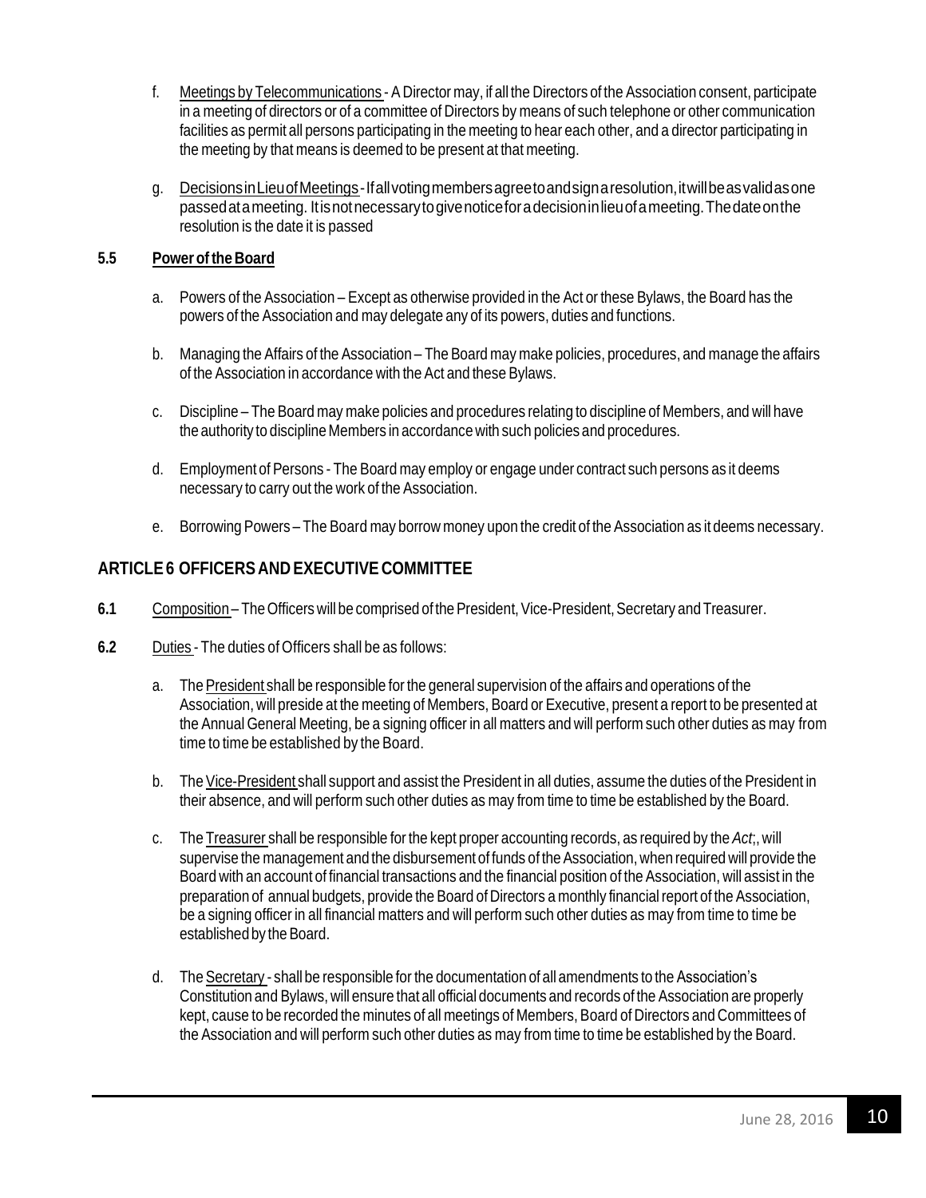f. Meetings by Telecommunications - A Director may, if all the Directors of the Association consent, participate in a meeting of directors or of a committee of Directors by means of such telephone or other communication facilities as permit all persons participating in the meeting to hear each other, and a director participating in the meeting by that means is deemed to be present at that meeting.

g. Decisions in Lieu of Meetings - If all voting members agree to and sign a resolution, it will be as valid as one passed at a meeting. It is not necessary to give notice for a decision in lieu of a meeting. The date on the resolution is the date it is passed

**5.5 Power of the Board**

a. Powers of the Association – Except as otherwise provided in the Act or these Bylaws, the Board has the powers of the Association and may delegate any of its powers, duties and functions.

b. Managing the Affairs of the Association – The Board may make policies, procedures, and manage the affairs of the Association in accordance with the Act and these Bylaws.

c. Discipline – The Board may make policies and procedures relating to discipline of Members, and will have the authority to discipline Members in accordance with such policies and procedures.

d. Employment of Persons - The Board may employ or engage under contract such persons as it deems necessary to carry out the work of the Association.

e. Borrowing Powers – The Board may borrow money upon the credit of the Association as it deems necessary.

## ARTICLE 6 OFFICERS AND EXECUTIVE COMMITTEE

**6.1** Composition – The Officers will be comprised of the President, Vice-President, Secretary and Treasurer.

**6.2** Duties - The duties of Officers shall be as follows:

a. The President shall be responsible for the general supervision of the affairs and operations of the Association, will preside at the meeting of Members, Board or Executive, present a report to be presented at the Annual General Meeting, be a signing officer in all matters and will perform such other duties as may from time to time be established by the Board.

b. The Vice-President shall support and assist the President in all duties, assume the duties of the President in their absence, and will perform such other duties as may from time to time be established by the Board.

c. The Treasurer shall be responsible for the kept proper accounting records, as required by the *Act*;, will supervise the management and the disbursement of funds of the Association, when required will provide the Board with an account of financial transactions and the financial position of the Association, will assist in the preparation of annual budgets, provide the Board of Directors a monthly financial report of the Association, be a signing officer in all financial matters and will perform such other duties as may from time to time be established by the Board.

d. The Secretary - shall be responsible for the documentation of all amendments to the Association's Constitution and Bylaws, will ensure that all official documents and records of the Association are properly kept, cause to be recorded the minutes of all meetings of Members, Board of Directors and Committees of the Association and will perform such other duties as may from time to time be established by the Board.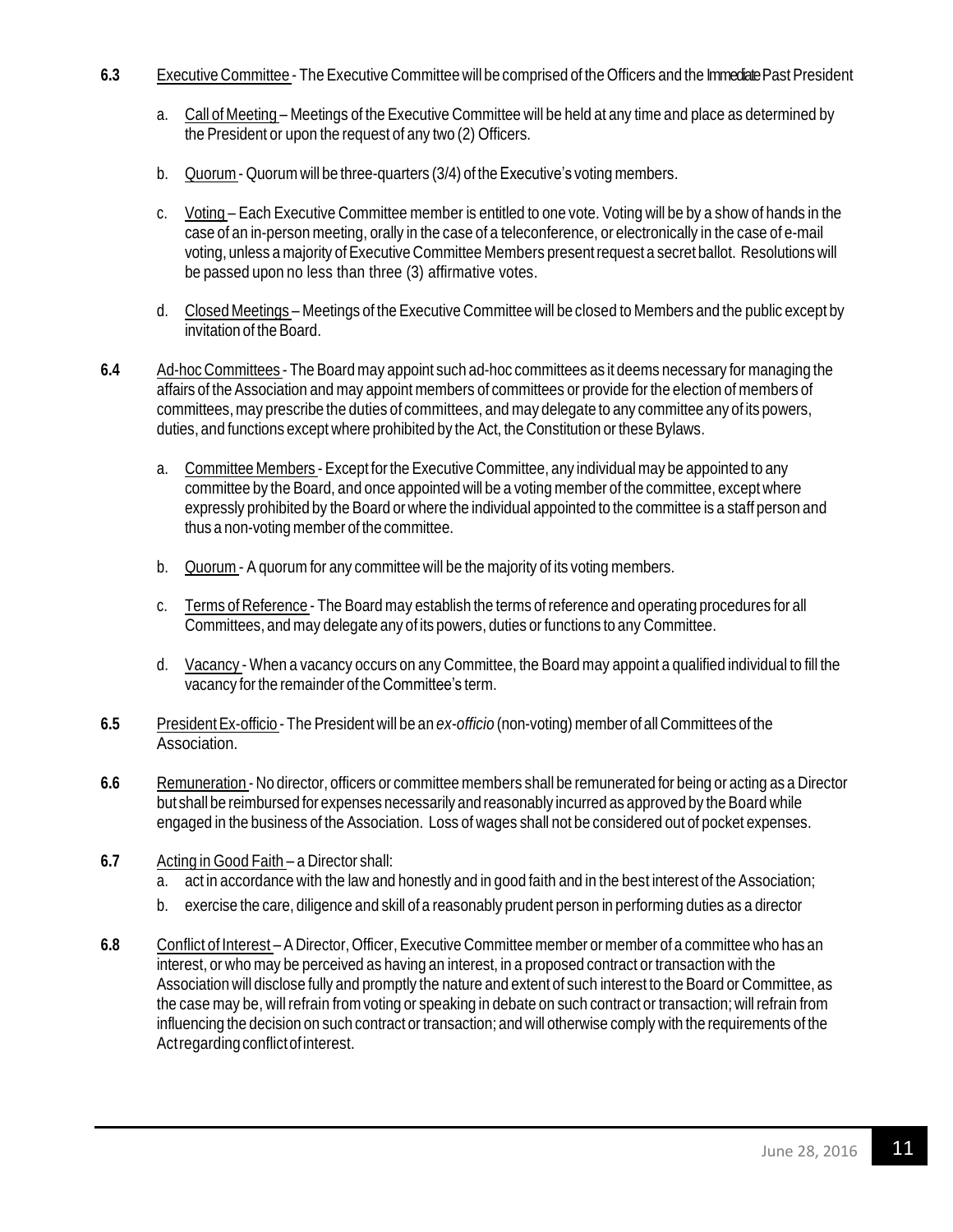**6.3** Executive Committee - The Executive Committee will be comprised of the Officers and the Immediate Past President

a. Call of Meeting – Meetings of the Executive Committee will be held at any time and place as determined by the President or upon the request of any two (2) Officers.

b. Quorum - Quorum will be three-quarters (3/4) of the Executive's voting members.

c. Voting – Each Executive Committee member is entitled to one vote. Voting will be by a show of hands in the case of an in-person meeting, orally in the case of a teleconference, or electronically in the case of e-mail voting, unless a majority of Executive Committee Members present request a secret ballot. Resolutions will be passed upon no less than three (3) affirmative votes.

d. Closed Meetings – Meetings of the Executive Committee will be closed to Members and the public except by invitation of the Board.

**6.4** Ad-hoc Committees - The Board may appoint such ad-hoc committees as it deems necessary for managing the affairs of the Association and may appoint members of committees or provide for the election of members of committees, may prescribe the duties of committees, and may delegate to any committee any of its powers, duties, and functions except where prohibited by the Act, the Constitution or these Bylaws.

a. Committee Members - Except for the Executive Committee, any individual may be appointed to any committee by the Board, and once appointed will be a voting member of the committee, except where expressly prohibited by the Board or where the individual appointed to the committee is a staff person and thus a non-voting member of the committee.

b. Quorum - A quorum for any committee will be the majority of its voting members.

c. Terms of Reference - The Board may establish the terms of reference and operating procedures for all Committees, and may delegate any of its powers, duties or functions to any Committee.

d. Vacancy - When a vacancy occurs on any Committee, the Board may appoint a qualified individual to fill the vacancy for the remainder of the Committee's term.

**6.5** President Ex-officio - The President will be an *ex-officio* (non-voting) member of all Committees of the Association.

**6.6** Remuneration - No director, officers or committee members shall be remunerated for being or acting as a Director but shall be reimbursed for expenses necessarily and reasonably incurred as approved by the Board while engaged in the business of the Association. Loss of wages shall not be considered out of pocket expenses.

**6.7** Acting in Good Faith – a Director shall:

a. act in accordance with the law and honestly and in good faith and in the best interest of the Association;

b. exercise the care, diligence and skill of a reasonably prudent person in performing duties as a director

**6.8** Conflict of Interest – A Director, Officer, Executive Committee member or member of a committee who has an interest, or who may be perceived as having an interest, in a proposed contract or transaction with the Association will disclose fully and promptly the nature and extent of such interest to the Board or Committee, as the case may be, will refrain from voting or speaking in debate on such contract or transaction; will refrain from influencing the decision on such contract or transaction; and will otherwise comply with the requirements of the Act regarding conflict of interest.

June 28, 2016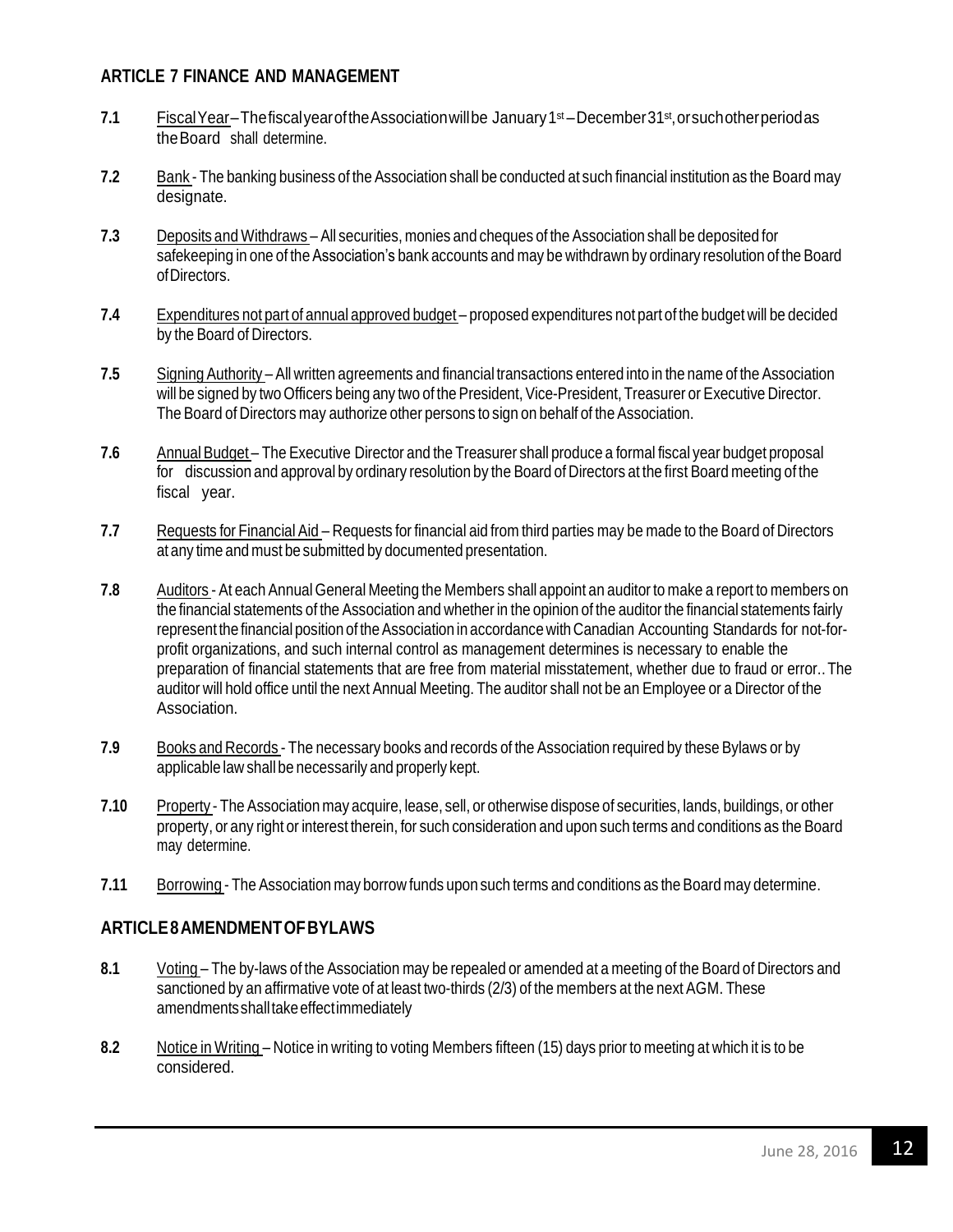### ARTICLE 7 FINANCE AND MANAGEMENT

**7.1** Fiscal Year – The fiscal year of the Association will be January 1st – December 31st, or such other period as the Board shall determine.

**7.2** Bank - The banking business of the Association shall be conducted at such financial institution as the Board may designate.

**7.3** Deposits and Withdraws – All securities, monies and cheques of the Association shall be deposited for safekeeping in one of the Association's bank accounts and may be withdrawn by ordinary resolution of the Board of Directors.

**7.4** Expenditures not part of annual approved budget – proposed expenditures not part of the budget will be decided by the Board of Directors.

**7.5** Signing Authority – All written agreements and financial transactions entered into in the name of the Association will be signed by two Officers being any two of the President, Vice-President, Treasurer or Executive Director. The Board of Directors may authorize other persons to sign on behalf of the Association.

**7.6** Annual Budget – The Executive Director and the Treasurer shall produce a formal fiscal year budget proposal for discussion and approval by ordinary resolution by the Board of Directors at the first Board meeting of the fiscal year.

**7.7** Requests for Financial Aid – Requests for financial aid from third parties may be made to the Board of Directors at any time and must be submitted by documented presentation.

**7.8** Auditors - At each Annual General Meeting the Members shall appoint an auditor to make a report to members on the financial statements of the Association and whether in the opinion of the auditor the financial statements fairly represent the financial position of the Association in accordance with Canadian Accounting Standards for not-for-profit organizations, and such internal control as management determines is necessary to enable the preparation of financial statements that are free from material misstatement, whether due to fraud or error.. The auditor will hold office until the next Annual Meeting. The auditor shall not be an Employee or a Director of the Association.

**7.9** Books and Records - The necessary books and records of the Association required by these Bylaws or by applicable law shall be necessarily and properly kept.

**7.10** Property - The Association may acquire, lease, sell, or otherwise dispose of securities, lands, buildings, or other property, or any right or interest therein, for such consideration and upon such terms and conditions as the Board may determine.

**7.11** Borrowing - The Association may borrow funds upon such terms and conditions as the Board may determine.

### ARTICLE 8 AMENDMENT OF BYLAWS

**8.1** Voting – The by-laws of the Association may be repealed or amended at a meeting of the Board of Directors and sanctioned by an affirmative vote of at least two-thirds (2/3) of the members at the next AGM. These amendments shall take effect immediately

**8.2** Notice in Writing – Notice in writing to voting Members fifteen (15) days prior to meeting at which it is to be considered.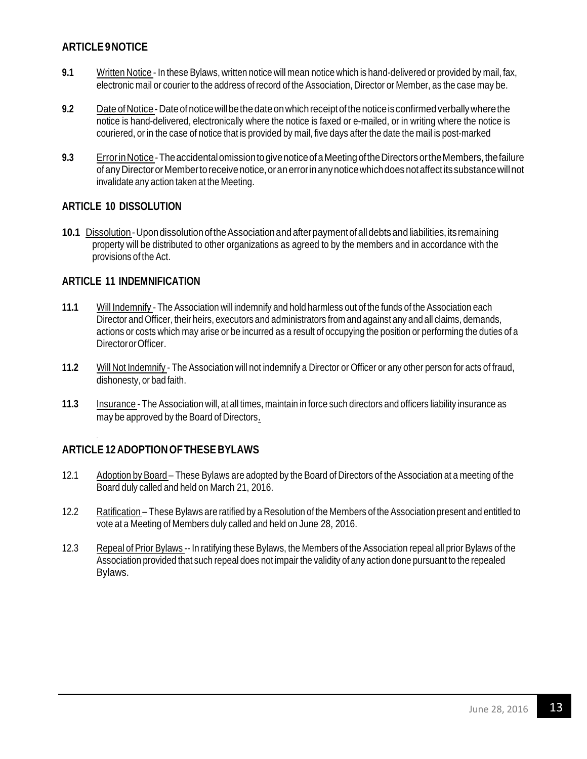## ARTICLE 9 NOTICE

**9.1** Written Notice - In these Bylaws, written notice will mean notice which is hand-delivered or provided by mail, fax, electronic mail or courier to the address of record of the Association, Director or Member, as the case may be.

**9.2** Date of Notice - Date of notice will be the date on which receipt of the notice is confirmed verbally where the notice is hand-delivered, electronically where the notice is faxed or e-mailed, or in writing where the notice is couriered, or in the case of notice that is provided by mail, five days after the date the mail is post-marked

**9.3** Error in Notice - The accidental omission to give notice of a Meeting of the Directors or the Members, the failure of any Director or Member to receive notice, or an error in any notice which does not affect its substance will not invalidate any action taken at the Meeting.

## ARTICLE 10 DISSOLUTION

**10.1** Dissolution - Upon dissolution of the Association and after payment of all debts and liabilities, its remaining property will be distributed to other organizations as agreed to by the members and in accordance with the provisions of the Act.

## ARTICLE 11 INDEMNIFICATION

**11.1** Will Indemnify - The Association will indemnify and hold harmless out of the funds of the Association each Director and Officer, their heirs, executors and administrators from and against any and all claims, demands, actions or costs which may arise or be incurred as a result of occupying the position or performing the duties of a Director or Officer.

**11.2** Will Not Indemnify - The Association will not indemnify a Director or Officer or any other person for acts of fraud, dishonesty, or bad faith.

**11.3** Insurance - The Association will, at all times, maintain in force such directors and officers liability insurance as may be approved by the Board of Directors.

## ARTICLE 12 ADOPTION OF THESE BYLAWS

12.1 Adoption by Board – These Bylaws are adopted by the Board of Directors of the Association at a meeting of the Board duly called and held on March 21, 2016.

12.2 Ratification – These Bylaws are ratified by a Resolution of the Members of the Association present and entitled to vote at a Meeting of Members duly called and held on June 28, 2016.

12.3 Repeal of Prior Bylaws -- In ratifying these Bylaws, the Members of the Association repeal all prior Bylaws of the Association provided that such repeal does not impair the validity of any action done pursuant to the repealed Bylaws.